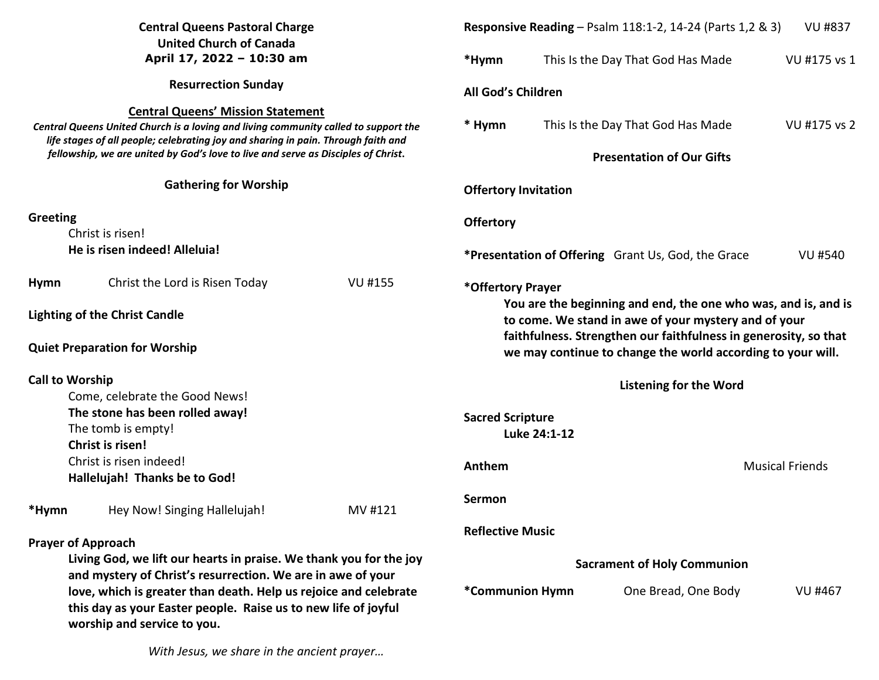**Central Queens Pastoral Charge**
**United Church of Canada**
**April 17, 2022 – 10:30 am**

**Resurrection Sunday**

**Central Queens' Mission Statement**

***Central Queens United Church is a loving and living community called to support the life stages of all people; celebrating joy and sharing in pain. Through faith and fellowship, we are united by God's love to live and serve as Disciples of Christ.***

## Gathering for Worship

**Greeting**

Christ is risen!
**He is risen indeed! Alleluia!**

**Hymn** Christ the Lord is Risen Today VU #155

**Lighting of the Christ Candle**

**Quiet Preparation for Worship**

**Call to Worship**

Come, celebrate the Good News!
**The stone has been rolled away!**
The tomb is empty!
**Christ is risen!**
Christ is risen indeed!
**Hallelujah! Thanks be to God!**

**\*Hymn** Hey Now! Singing Hallelujah! MV #121

**Prayer of Approach**

**Living God, we lift our hearts in praise. We thank you for the joy and mystery of Christ's resurrection. We are in awe of your love, which is greater than death. Help us rejoice and celebrate this day as your Easter people. Raise us to new life of joyful worship and service to you.**

*With Jesus, we share in the ancient prayer…*

**Responsive Reading** – Psalm 118:1-2, 14-24 (Parts 1,2 & 3) VU #837

**\*Hymn** This Is the Day That God Has Made VU #175 vs 1

**All God's Children**

**\* Hymn** This Is the Day That God Has Made VU #175 vs 2

## Presentation of Our Gifts

**Offertory Invitation**

**Offertory**

**\*Presentation of Offering** Grant Us, God, the Grace VU #540

**\*Offertory Prayer**

**You are the beginning and end, the one who was, and is, and is to come. We stand in awe of your mystery and of your faithfulness. Strengthen our faithfulness in generosity, so that we may continue to change the world according to your will.**

## Listening for the Word

**Sacred Scripture**
**Luke 24:1-12**

**Anthem** Musical Friends

**Sermon**

**Reflective Music**

## Sacrament of Holy Communion

**\*Communion Hymn** One Bread, One Body VU #467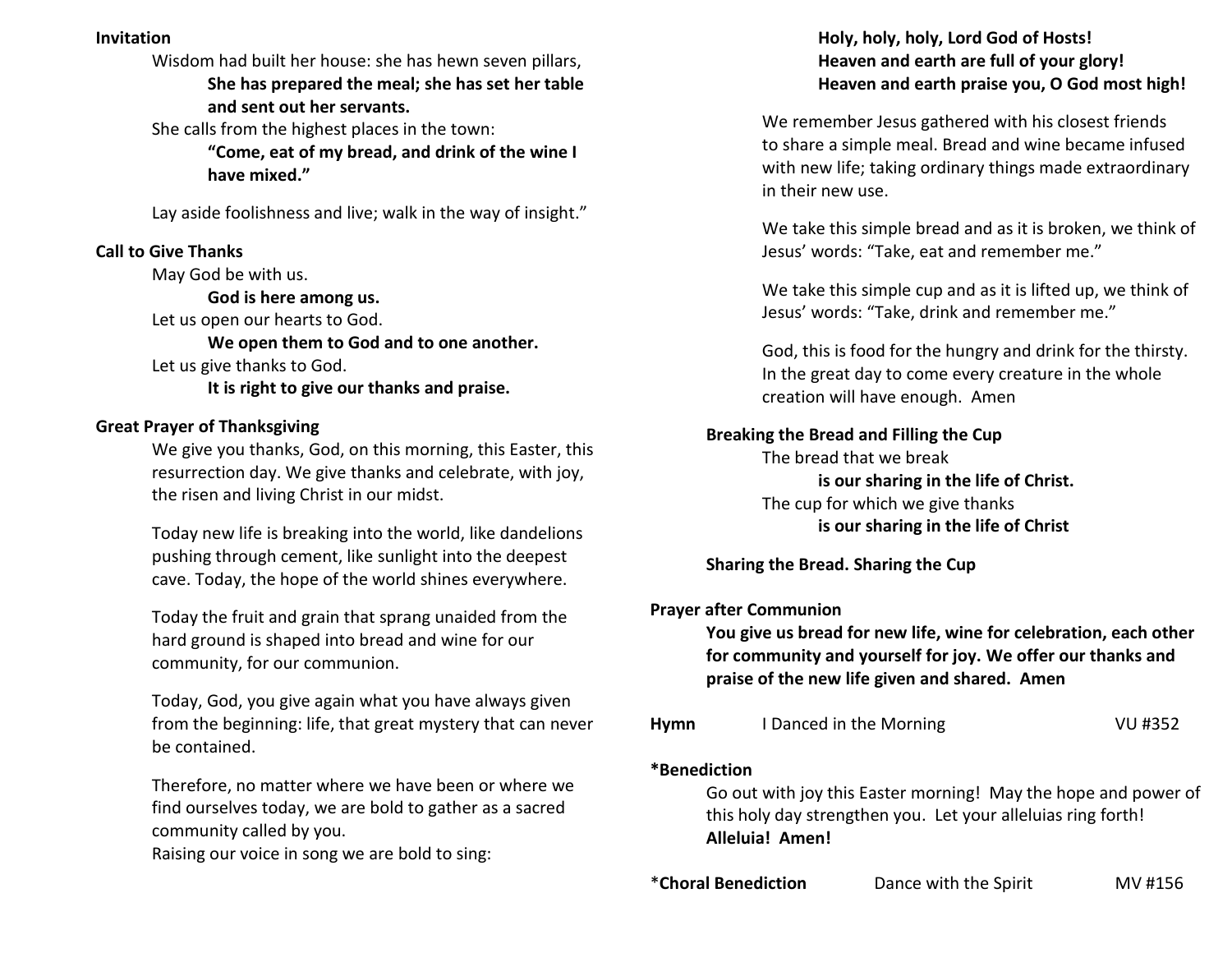**Invitation**

Wisdom had built her house: she has hewn seven pillars,

**She has prepared the meal; she has set her table and sent out her servants.**

She calls from the highest places in the town:

**"Come, eat of my bread, and drink of the wine I have mixed."**

Lay aside foolishness and live; walk in the way of insight."

**Call to Give Thanks**

May God be with us.

**God is here among us.**

Let us open our hearts to God.

**We open them to God and to one another.**

Let us give thanks to God.

**It is right to give our thanks and praise.**

**Great Prayer of Thanksgiving**

We give you thanks, God, on this morning, this Easter, this resurrection day. We give thanks and celebrate, with joy, the risen and living Christ in our midst.

Today new life is breaking into the world, like dandelions pushing through cement, like sunlight into the deepest cave. Today, the hope of the world shines everywhere.

Today the fruit and grain that sprang unaided from the hard ground is shaped into bread and wine for our community, for our communion.

Today, God, you give again what you have always given from the beginning: life, that great mystery that can never be contained.

Therefore, no matter where we have been or where we find ourselves today, we are bold to gather as a sacred community called by you.
Raising our voice in song we are bold to sing:

**Holy, holy, holy, Lord God of Hosts!**
**Heaven and earth are full of your glory!**
**Heaven and earth praise you, O God most high!**

We remember Jesus gathered with his closest friends to share a simple meal. Bread and wine became infused with new life; taking ordinary things made extraordinary in their new use.

We take this simple bread and as it is broken, we think of Jesus' words: "Take, eat and remember me."

We take this simple cup and as it is lifted up, we think of Jesus' words: "Take, drink and remember me."

God, this is food for the hungry and drink for the thirsty. In the great day to come every creature in the whole creation will have enough. Amen

**Breaking the Bread and Filling the Cup**

The bread that we break

**is our sharing in the life of Christ.**

The cup for which we give thanks

**is our sharing in the life of Christ**

**Sharing the Bread. Sharing the Cup**

**Prayer after Communion**

**You give us bread for new life, wine for celebration, each other for community and yourself for joy. We offer our thanks and praise of the new life given and shared. Amen**

**Hymn** I Danced in the Morning VU #352

***Benediction**

Go out with joy this Easter morning! May the hope and power of this holy day strengthen you. Let your alleluias ring forth!
**Alleluia! Amen!**

***Choral Benediction** Dance with the Spirit MV #156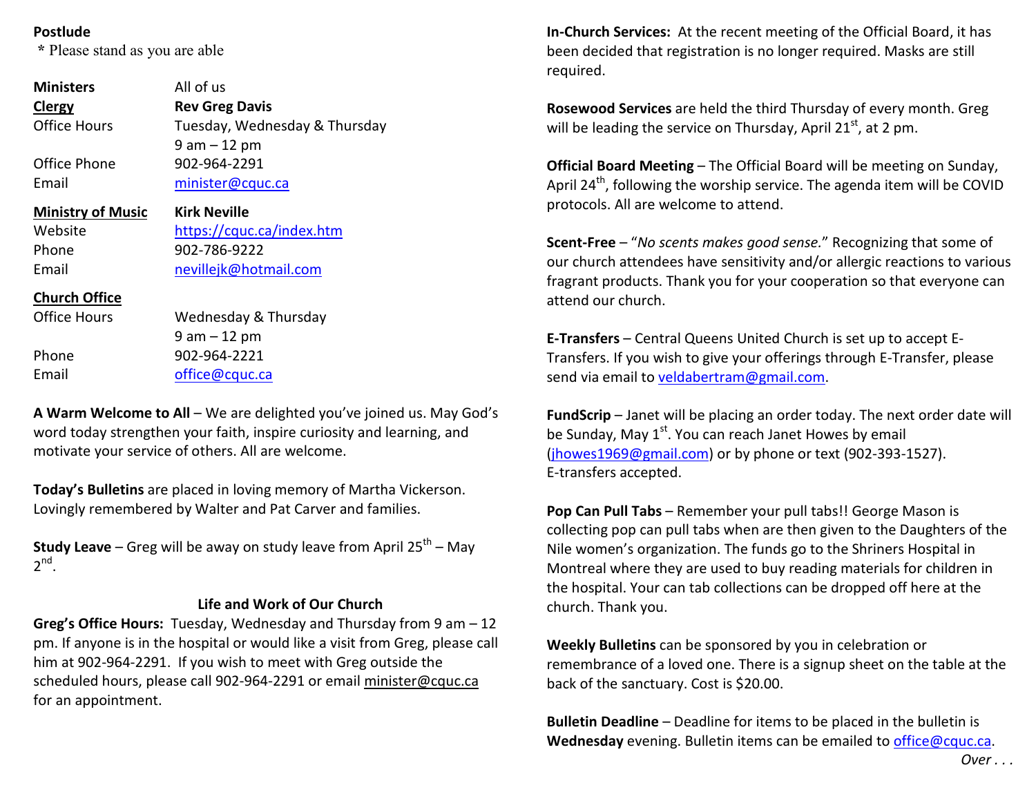**Postlude**

\* Please stand as you are able

| | |
|---|---|
| **Ministers** | All of us |
| **Clergy** | **Rev Greg Davis** |
| Office Hours | Tuesday, Wednesday & Thursday 9 am – 12 pm |
| Office Phone | 902-964-2291 |
| Email | minister@cquc.ca |
| **Ministry of Music** | **Kirk Neville** |
| Website | https://cquc.ca/index.htm |
| Phone | 902-786-9222 |
| Email | nevillejk@hotmail.com |
| **Church Office** | |
| Office Hours | Wednesday & Thursday 9 am – 12 pm |
| Phone | 902-964-2221 |
| Email | office@cquc.ca |

**A Warm Welcome to All** – We are delighted you've joined us. May God's word today strengthen your faith, inspire curiosity and learning, and motivate your service of others. All are welcome.

**Today's Bulletins** are placed in loving memory of Martha Vickerson. Lovingly remembered by Walter and Pat Carver and families.

**Study Leave** – Greg will be away on study leave from April 25th – May 2nd.

## Life and Work of Our Church

**Greg's Office Hours:** Tuesday, Wednesday and Thursday from 9 am – 12 pm. If anyone is in the hospital or would like a visit from Greg, please call him at 902-964-2291. If you wish to meet with Greg outside the scheduled hours, please call 902-964-2291 or email minister@cquc.ca for an appointment.

**In-Church Services:** At the recent meeting of the Official Board, it has been decided that registration is no longer required. Masks are still required.

**Rosewood Services** are held the third Thursday of every month. Greg will be leading the service on Thursday, April 21st, at 2 pm.

**Official Board Meeting** – The Official Board will be meeting on Sunday, April 24th, following the worship service. The agenda item will be COVID protocols. All are welcome to attend.

**Scent-Free** – "*No scents makes good sense.*" Recognizing that some of our church attendees have sensitivity and/or allergic reactions to various fragrant products. Thank you for your cooperation so that everyone can attend our church.

**E-Transfers** – Central Queens United Church is set up to accept E-Transfers. If you wish to give your offerings through E-Transfer, please send via email to veldabertram@gmail.com.

**FundScrip** – Janet will be placing an order today. The next order date will be Sunday, May 1st. You can reach Janet Howes by email (jhowes1969@gmail.com) or by phone or text (902-393-1527). E-transfers accepted.

**Pop Can Pull Tabs** – Remember your pull tabs!! George Mason is collecting pop can pull tabs when are then given to the Daughters of the Nile women's organization. The funds go to the Shriners Hospital in Montreal where they are used to buy reading materials for children in the hospital. Your can tab collections can be dropped off here at the church. Thank you.

**Weekly Bulletins** can be sponsored by you in celebration or remembrance of a loved one. There is a signup sheet on the table at the back of the sanctuary. Cost is $20.00.

**Bulletin Deadline** – Deadline for items to be placed in the bulletin is **Wednesday** evening. Bulletin items can be emailed to office@cquc.ca.

*Over . . .*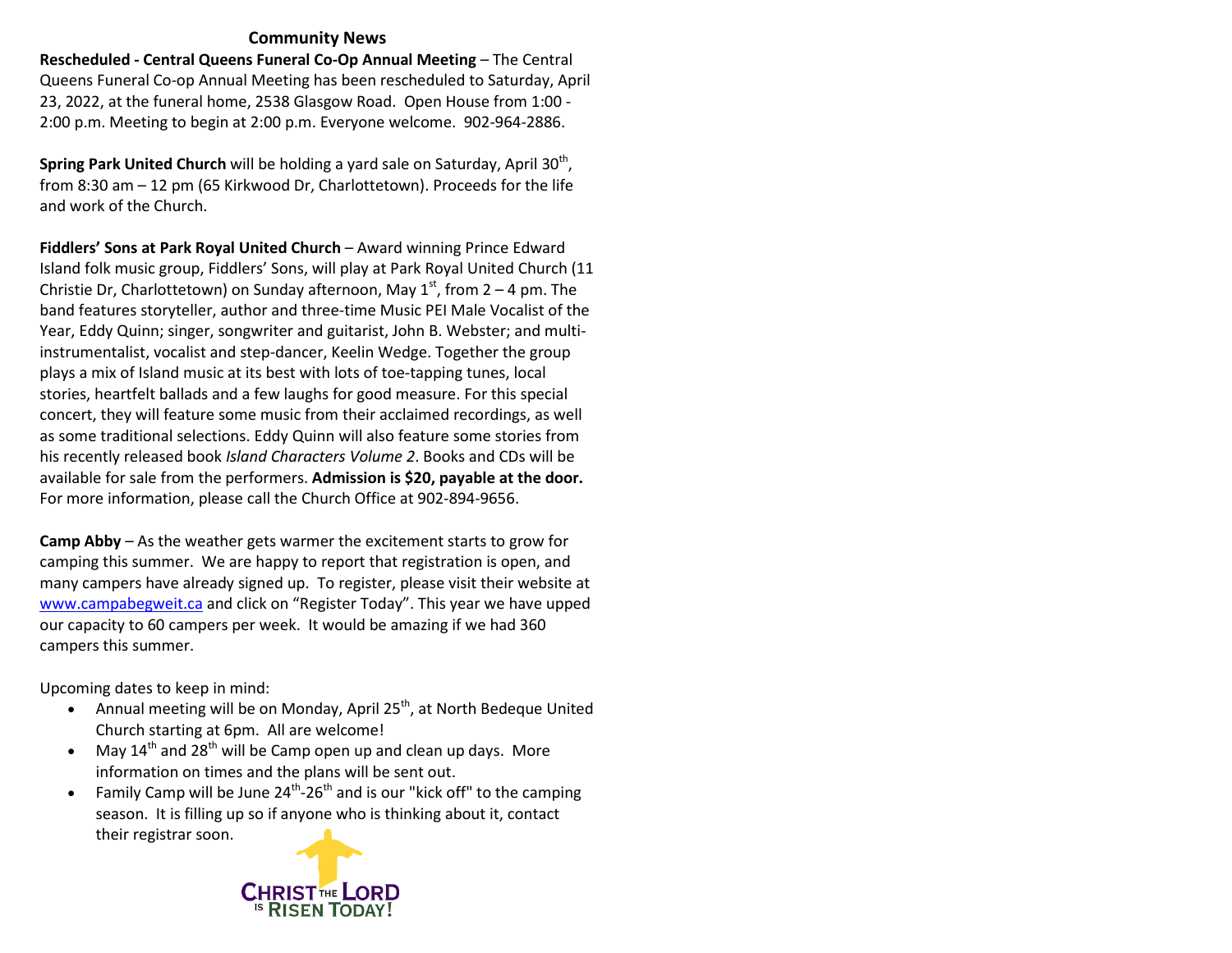## Community News

**Rescheduled - Central Queens Funeral Co-Op Annual Meeting** – The Central Queens Funeral Co-op Annual Meeting has been rescheduled to Saturday, April 23, 2022, at the funeral home, 2538 Glasgow Road. Open House from 1:00 - 2:00 p.m. Meeting to begin at 2:00 p.m. Everyone welcome. 902-964-2886.

**Spring Park United Church** will be holding a yard sale on Saturday, April 30th, from 8:30 am – 12 pm (65 Kirkwood Dr, Charlottetown). Proceeds for the life and work of the Church.

**Fiddlers' Sons at Park Royal United Church** – Award winning Prince Edward Island folk music group, Fiddlers' Sons, will play at Park Royal United Church (11 Christie Dr, Charlottetown) on Sunday afternoon, May 1st, from 2 – 4 pm. The band features storyteller, author and three-time Music PEI Male Vocalist of the Year, Eddy Quinn; singer, songwriter and guitarist, John B. Webster; and multi-instrumentalist, vocalist and step-dancer, Keelin Wedge. Together the group plays a mix of Island music at its best with lots of toe-tapping tunes, local stories, heartfelt ballads and a few laughs for good measure. For this special concert, they will feature some music from their acclaimed recordings, as well as some traditional selections. Eddy Quinn will also feature some stories from his recently released book *Island Characters Volume 2*. Books and CDs will be available for sale from the performers. **Admission is $20, payable at the door.** For more information, please call the Church Office at 902-894-9656.

**Camp Abby** – As the weather gets warmer the excitement starts to grow for camping this summer. We are happy to report that registration is open, and many campers have already signed up. To register, please visit their website at www.campabegweit.ca and click on "Register Today". This year we have upped our capacity to 60 campers per week. It would be amazing if we had 360 campers this summer.

Upcoming dates to keep in mind:

- Annual meeting will be on Monday, April 25th, at North Bedeque United Church starting at 6pm. All are welcome!
- May 14th and 28th will be Camp open up and clean up days. More information on times and the plans will be sent out.
- Family Camp will be June 24th-26th and is our "kick off" to the camping season. It is filling up so if anyone who is thinking about it, contact their registrar soon.

CHRIST THE LORD IS RISEN TODAY!